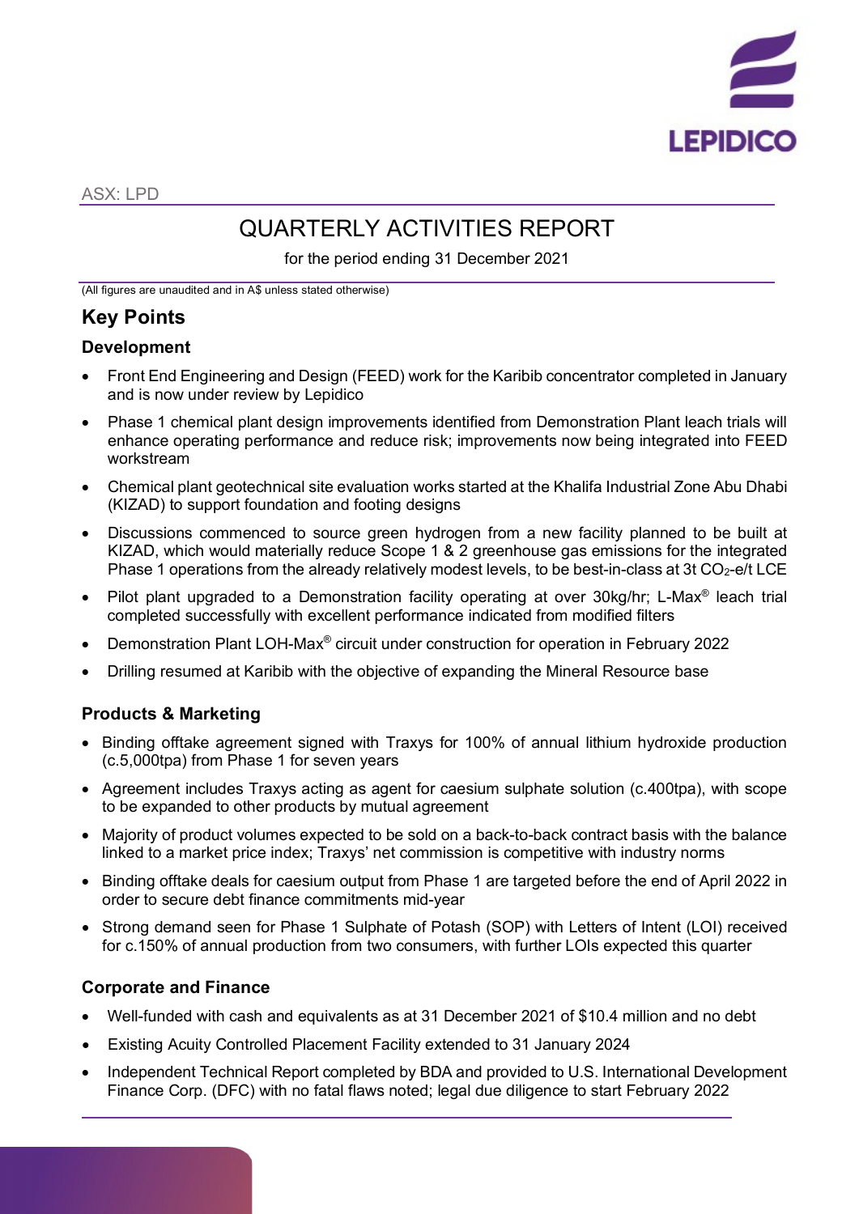ASX: LPD

# QUARTERLY ACTIVITIES REPORT

for the period ending 31 December 2021

(All figures are unaudited and in A$ unless stated otherwise)

## Key Points

### Development

- Front End Engineering and Design (FEED) work for the Karibib concentrator completed in January and is now under review by Lepidico
- Phase 1 chemical plant design improvements identified from Demonstration Plant leach trials will enhance operating performance and reduce risk; improvements now being integrated into FEED workstream
- Chemical plant geotechnical site evaluation works started at the Khalifa Industrial Zone Abu Dhabi (KIZAD) to support foundation and footing designs
- Discussions commenced to source green hydrogen from a new facility planned to be built at KIZAD, which would materially reduce Scope 1 & 2 greenhouse gas emissions for the integrated Phase 1 operations from the already relatively modest levels, to be best-in-class at 3t $CO_2$-e/t LCE
- Pilot plant upgraded to a Demonstration facility operating at over 30kg/hr; L-Max® leach trial completed successfully with excellent performance indicated from modified filters
- Demonstration Plant LOH-Max® circuit under construction for operation in February 2022
- Drilling resumed at Karibib with the objective of expanding the Mineral Resource base

### Products & Marketing

- Binding offtake agreement signed with Traxys for 100% of annual lithium hydroxide production (c.5,000tpa) from Phase 1 for seven years
- Agreement includes Traxys acting as agent for caesium sulphate solution (c.400tpa), with scope to be expanded to other products by mutual agreement
- Majority of product volumes expected to be sold on a back-to-back contract basis with the balance linked to a market price index; Traxys' net commission is competitive with industry norms
- Binding offtake deals for caesium output from Phase 1 are targeted before the end of April 2022 in order to secure debt finance commitments mid-year
- Strong demand seen for Phase 1 Sulphate of Potash (SOP) with Letters of Intent (LOI) received for c.150% of annual production from two consumers, with further LOIs expected this quarter

### Corporate and Finance

- Well-funded with cash and equivalents as at 31 December 2021 of $10.4 million and no debt
- Existing Acuity Controlled Placement Facility extended to 31 January 2024
- Independent Technical Report completed by BDA and provided to U.S. International Development Finance Corp. (DFC) with no fatal flaws noted; legal due diligence to start February 2022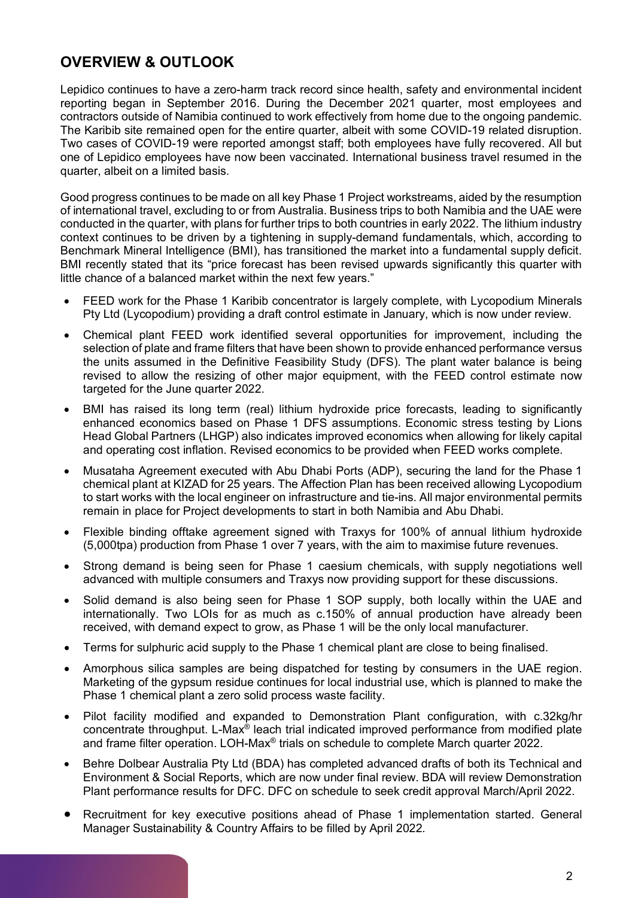## OVERVIEW & OUTLOOK

Lepidico continues to have a zero-harm track record since health, safety and environmental incident reporting began in September 2016. During the December 2021 quarter, most employees and contractors outside of Namibia continued to work effectively from home due to the ongoing pandemic. The Karibib site remained open for the entire quarter, albeit with some COVID-19 related disruption. Two cases of COVID-19 were reported amongst staff; both employees have fully recovered. All but one of Lepidico employees have now been vaccinated. International business travel resumed in the quarter, albeit on a limited basis.

Good progress continues to be made on all key Phase 1 Project workstreams, aided by the resumption of international travel, excluding to or from Australia. Business trips to both Namibia and the UAE were conducted in the quarter, with plans for further trips to both countries in early 2022. The lithium industry context continues to be driven by a tightening in supply-demand fundamentals, which, according to Benchmark Mineral Intelligence (BMI), has transitioned the market into a fundamental supply deficit. BMI recently stated that its "price forecast has been revised upwards significantly this quarter with little chance of a balanced market within the next few years."

- FEED work for the Phase 1 Karibib concentrator is largely complete, with Lycopodium Minerals Pty Ltd (Lycopodium) providing a draft control estimate in January, which is now under review.
- Chemical plant FEED work identified several opportunities for improvement, including the selection of plate and frame filters that have been shown to provide enhanced performance versus the units assumed in the Definitive Feasibility Study (DFS). The plant water balance is being revised to allow the resizing of other major equipment, with the FEED control estimate now targeted for the June quarter 2022.
- BMI has raised its long term (real) lithium hydroxide price forecasts, leading to significantly enhanced economics based on Phase 1 DFS assumptions. Economic stress testing by Lions Head Global Partners (LHGP) also indicates improved economics when allowing for likely capital and operating cost inflation. Revised economics to be provided when FEED works complete.
- Musataha Agreement executed with Abu Dhabi Ports (ADP), securing the land for the Phase 1 chemical plant at KIZAD for 25 years. The Affection Plan has been received allowing Lycopodium to start works with the local engineer on infrastructure and tie-ins. All major environmental permits remain in place for Project developments to start in both Namibia and Abu Dhabi.
- Flexible binding offtake agreement signed with Traxys for 100% of annual lithium hydroxide (5,000tpa) production from Phase 1 over 7 years, with the aim to maximise future revenues.
- Strong demand is being seen for Phase 1 caesium chemicals, with supply negotiations well advanced with multiple consumers and Traxys now providing support for these discussions.
- Solid demand is also being seen for Phase 1 SOP supply, both locally within the UAE and internationally. Two LOIs for as much as c.150% of annual production have already been received, with demand expect to grow, as Phase 1 will be the only local manufacturer.
- Terms for sulphuric acid supply to the Phase 1 chemical plant are close to being finalised.
- Amorphous silica samples are being dispatched for testing by consumers in the UAE region. Marketing of the gypsum residue continues for local industrial use, which is planned to make the Phase 1 chemical plant a zero solid process waste facility.
- Pilot facility modified and expanded to Demonstration Plant configuration, with c.32kg/hr concentrate throughput. L-Max® leach trial indicated improved performance from modified plate and frame filter operation. LOH-Max® trials on schedule to complete March quarter 2022.
- Behre Dolbear Australia Pty Ltd (BDA) has completed advanced drafts of both its Technical and Environment & Social Reports, which are now under final review. BDA will review Demonstration Plant performance results for DFC. DFC on schedule to seek credit approval March/April 2022.
- Recruitment for key executive positions ahead of Phase 1 implementation started. General Manager Sustainability & Country Affairs to be filled by April 2022.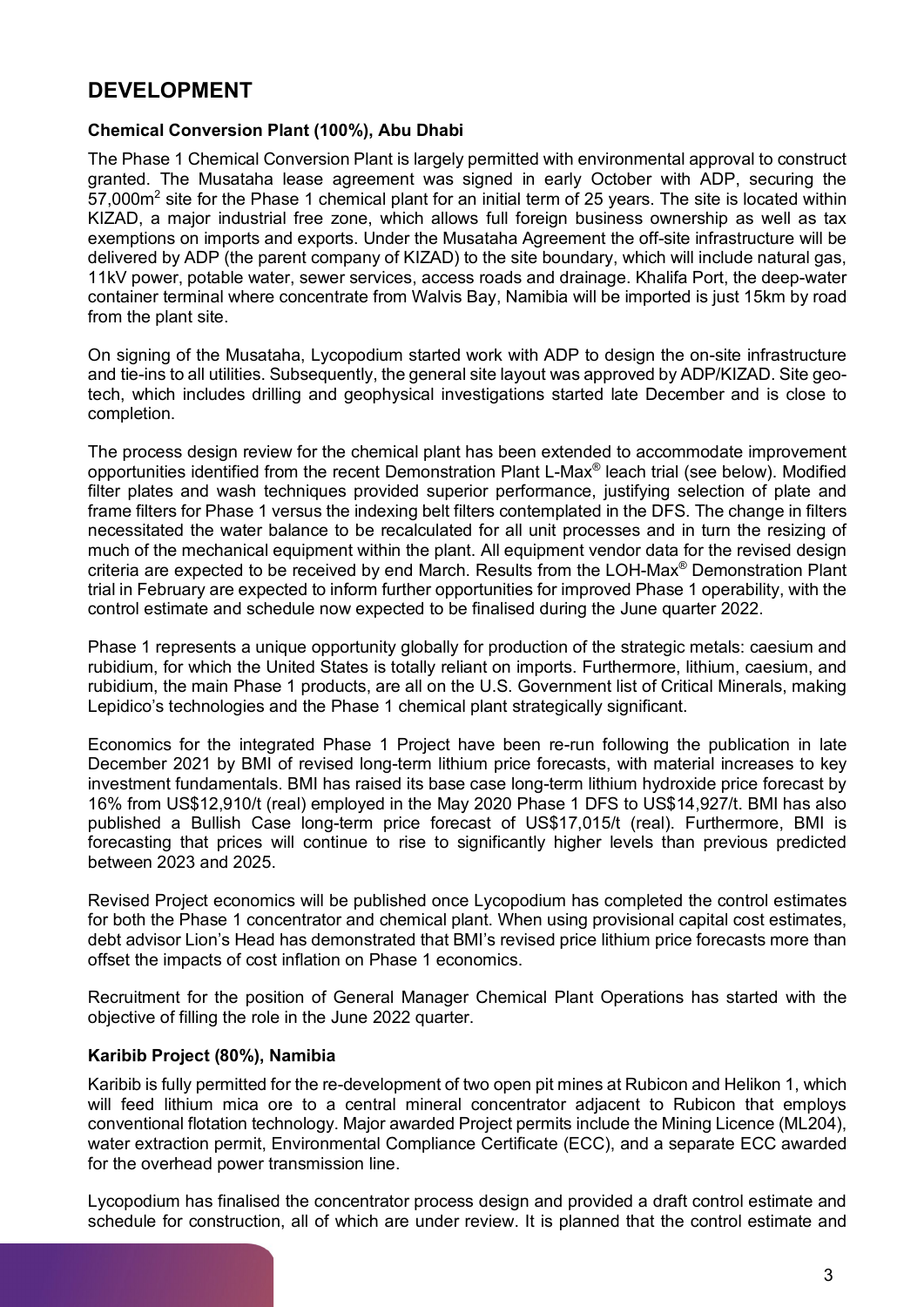## DEVELOPMENT

### Chemical Conversion Plant (100%), Abu Dhabi

The Phase 1 Chemical Conversion Plant is largely permitted with environmental approval to construct granted. The Musataha lease agreement was signed in early October with ADP, securing the 57,000m$^2$ site for the Phase 1 chemical plant for an initial term of 25 years. The site is located within KIZAD, a major industrial free zone, which allows full foreign business ownership as well as tax exemptions on imports and exports. Under the Musataha Agreement the off-site infrastructure will be delivered by ADP (the parent company of KIZAD) to the site boundary, which will include natural gas, 11kV power, potable water, sewer services, access roads and drainage. Khalifa Port, the deep-water container terminal where concentrate from Walvis Bay, Namibia will be imported is just 15km by road from the plant site.

On signing of the Musataha, Lycopodium started work with ADP to design the on-site infrastructure and tie-ins to all utilities. Subsequently, the general site layout was approved by ADP/KIZAD. Site geo-tech, which includes drilling and geophysical investigations started late December and is close to completion.

The process design review for the chemical plant has been extended to accommodate improvement opportunities identified from the recent Demonstration Plant L-Max® leach trial (see below). Modified filter plates and wash techniques provided superior performance, justifying selection of plate and frame filters for Phase 1 versus the indexing belt filters contemplated in the DFS. The change in filters necessitated the water balance to be recalculated for all unit processes and in turn the resizing of much of the mechanical equipment within the plant. All equipment vendor data for the revised design criteria are expected to be received by end March. Results from the LOH-Max® Demonstration Plant trial in February are expected to inform further opportunities for improved Phase 1 operability, with the control estimate and schedule now expected to be finalised during the June quarter 2022.

Phase 1 represents a unique opportunity globally for production of the strategic metals: caesium and rubidium, for which the United States is totally reliant on imports. Furthermore, lithium, caesium, and rubidium, the main Phase 1 products, are all on the U.S. Government list of Critical Minerals, making Lepidico's technologies and the Phase 1 chemical plant strategically significant.

Economics for the integrated Phase 1 Project have been re-run following the publication in late December 2021 by BMI of revised long-term lithium price forecasts, with material increases to key investment fundamentals. BMI has raised its base case long-term lithium hydroxide price forecast by 16% from US$12,910/t (real) employed in the May 2020 Phase 1 DFS to US$14,927/t. BMI has also published a Bullish Case long-term price forecast of US$17,015/t (real). Furthermore, BMI is forecasting that prices will continue to rise to significantly higher levels than previous predicted between 2023 and 2025.

Revised Project economics will be published once Lycopodium has completed the control estimates for both the Phase 1 concentrator and chemical plant. When using provisional capital cost estimates, debt advisor Lion's Head has demonstrated that BMI's revised price lithium price forecasts more than offset the impacts of cost inflation on Phase 1 economics.

Recruitment for the position of General Manager Chemical Plant Operations has started with the objective of filling the role in the June 2022 quarter.

### Karibib Project (80%), Namibia

Karibib is fully permitted for the re-development of two open pit mines at Rubicon and Helikon 1, which will feed lithium mica ore to a central mineral concentrator adjacent to Rubicon that employs conventional flotation technology. Major awarded Project permits include the Mining Licence (ML204), water extraction permit, Environmental Compliance Certificate (ECC), and a separate ECC awarded for the overhead power transmission line.

Lycopodium has finalised the concentrator process design and provided a draft control estimate and schedule for construction, all of which are under review. It is planned that the control estimate and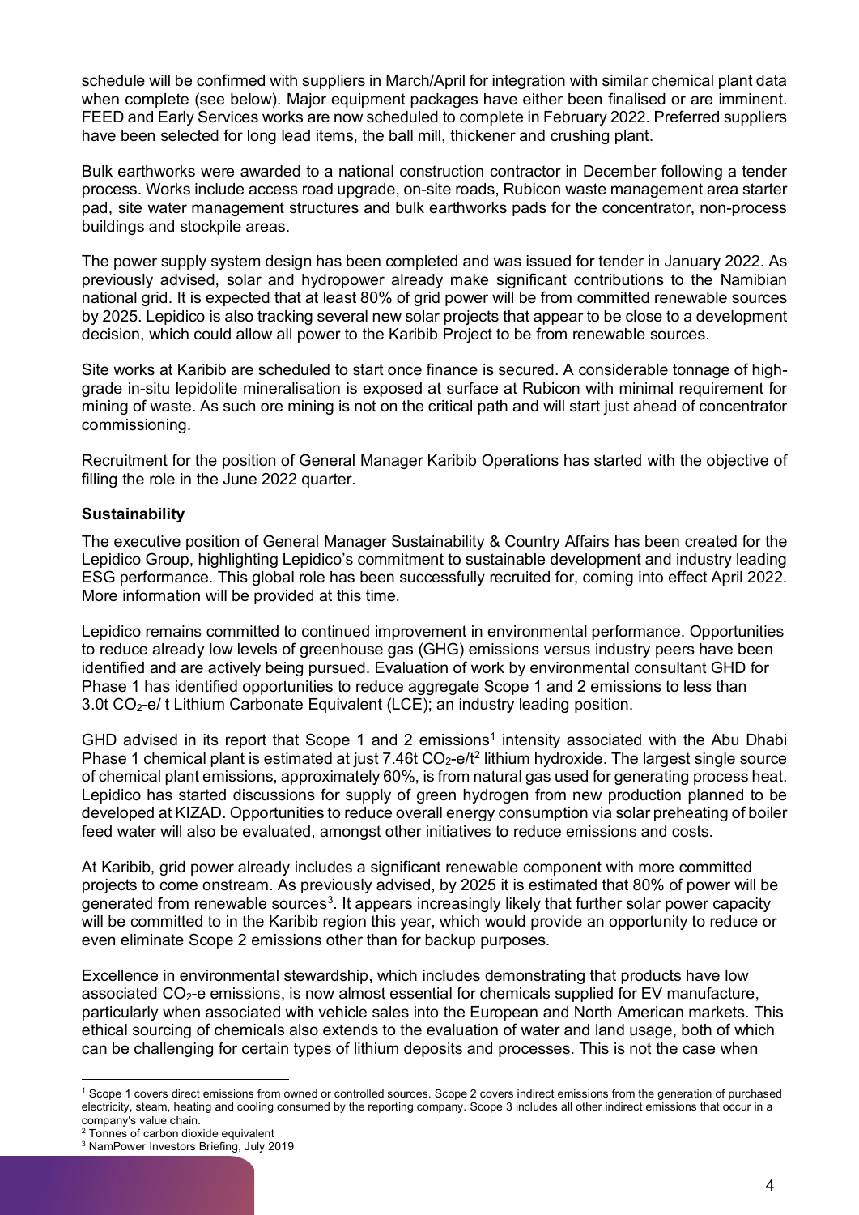schedule will be confirmed with suppliers in March/April for integration with similar chemical plant data when complete (see below). Major equipment packages have either been finalised or are imminent. FEED and Early Services works are now scheduled to complete in February 2022. Preferred suppliers have been selected for long lead items, the ball mill, thickener and crushing plant.

Bulk earthworks were awarded to a national construction contractor in December following a tender process. Works include access road upgrade, on-site roads, Rubicon waste management area starter pad, site water management structures and bulk earthworks pads for the concentrator, non-process buildings and stockpile areas.

The power supply system design has been completed and was issued for tender in January 2022. As previously advised, solar and hydropower already make significant contributions to the Namibian national grid. It is expected that at least 80% of grid power will be from committed renewable sources by 2025. Lepidico is also tracking several new solar projects that appear to be close to a development decision, which could allow all power to the Karibib Project to be from renewable sources.

Site works at Karibib are scheduled to start once finance is secured. A considerable tonnage of high-grade in-situ lepidolite mineralisation is exposed at surface at Rubicon with minimal requirement for mining of waste. As such ore mining is not on the critical path and will start just ahead of concentrator commissioning.

Recruitment for the position of General Manager Karibib Operations has started with the objective of filling the role in the June 2022 quarter.

**Sustainability**

The executive position of General Manager Sustainability & Country Affairs has been created for the Lepidico Group, highlighting Lepidico's commitment to sustainable development and industry leading ESG performance. This global role has been successfully recruited for, coming into effect April 2022. More information will be provided at this time.

Lepidico remains committed to continued improvement in environmental performance. Opportunities to reduce already low levels of greenhouse gas (GHG) emissions versus industry peers have been identified and are actively being pursued. Evaluation of work by environmental consultant GHD for Phase 1 has identified opportunities to reduce aggregate Scope 1 and 2 emissions to less than 3.0t $CO_2$-e/ t Lithium Carbonate Equivalent (LCE); an industry leading position.

GHD advised in its report that Scope 1 and 2 emissions[1] intensity associated with the Abu Dhabi Phase 1 chemical plant is estimated at just 7.46t $CO_2$-e/t[2] lithium hydroxide. The largest single source of chemical plant emissions, approximately 60%, is from natural gas used for generating process heat. Lepidico has started discussions for supply of green hydrogen from new production planned to be developed at KIZAD. Opportunities to reduce overall energy consumption via solar preheating of boiler feed water will also be evaluated, amongst other initiatives to reduce emissions and costs.

At Karibib, grid power already includes a significant renewable component with more committed projects to come onstream. As previously advised, by 2025 it is estimated that 80% of power will be generated from renewable sources[3]. It appears increasingly likely that further solar power capacity will be committed to in the Karibib region this year, which would provide an opportunity to reduce or even eliminate Scope 2 emissions other than for backup purposes.

Excellence in environmental stewardship, which includes demonstrating that products have low associated $CO_2$-e emissions, is now almost essential for chemicals supplied for EV manufacture, particularly when associated with vehicle sales into the European and North American markets. This ethical sourcing of chemicals also extends to the evaluation of water and land usage, both of which can be challenging for certain types of lithium deposits and processes. This is not the case when

[1] Scope 1 covers direct emissions from owned or controlled sources. Scope 2 covers indirect emissions from the generation of purchased electricity, steam, heating and cooling consumed by the reporting company. Scope 3 includes all other indirect emissions that occur in a company's value chain.

[2] Tonnes of carbon dioxide equivalent

[3] NamPower Investors Briefing, July 2019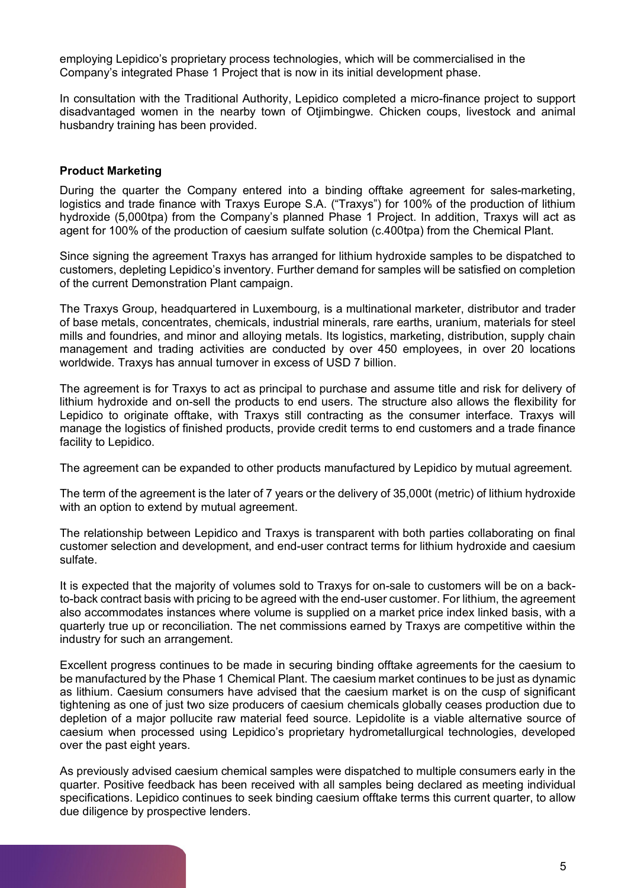employing Lepidico's proprietary process technologies, which will be commercialised in the Company's integrated Phase 1 Project that is now in its initial development phase.

In consultation with the Traditional Authority, Lepidico completed a micro-finance project to support disadvantaged women in the nearby town of Otjimbingwe. Chicken coups, livestock and animal husbandry training has been provided.

**Product Marketing**

During the quarter the Company entered into a binding offtake agreement for sales-marketing, logistics and trade finance with Traxys Europe S.A. ("Traxys") for 100% of the production of lithium hydroxide (5,000tpa) from the Company's planned Phase 1 Project. In addition, Traxys will act as agent for 100% of the production of caesium sulfate solution (c.400tpa) from the Chemical Plant.

Since signing the agreement Traxys has arranged for lithium hydroxide samples to be dispatched to customers, depleting Lepidico's inventory. Further demand for samples will be satisfied on completion of the current Demonstration Plant campaign.

The Traxys Group, headquartered in Luxembourg, is a multinational marketer, distributor and trader of base metals, concentrates, chemicals, industrial minerals, rare earths, uranium, materials for steel mills and foundries, and minor and alloying metals. Its logistics, marketing, distribution, supply chain management and trading activities are conducted by over 450 employees, in over 20 locations worldwide. Traxys has annual turnover in excess of USD 7 billion.

The agreement is for Traxys to act as principal to purchase and assume title and risk for delivery of lithium hydroxide and on-sell the products to end users. The structure also allows the flexibility for Lepidico to originate offtake, with Traxys still contracting as the consumer interface. Traxys will manage the logistics of finished products, provide credit terms to end customers and a trade finance facility to Lepidico.

The agreement can be expanded to other products manufactured by Lepidico by mutual agreement.

The term of the agreement is the later of 7 years or the delivery of 35,000t (metric) of lithium hydroxide with an option to extend by mutual agreement.

The relationship between Lepidico and Traxys is transparent with both parties collaborating on final customer selection and development, and end-user contract terms for lithium hydroxide and caesium sulfate.

It is expected that the majority of volumes sold to Traxys for on-sale to customers will be on a back-to-back contract basis with pricing to be agreed with the end-user customer. For lithium, the agreement also accommodates instances where volume is supplied on a market price index linked basis, with a quarterly true up or reconciliation. The net commissions earned by Traxys are competitive within the industry for such an arrangement.

Excellent progress continues to be made in securing binding offtake agreements for the caesium to be manufactured by the Phase 1 Chemical Plant. The caesium market continues to be just as dynamic as lithium. Caesium consumers have advised that the caesium market is on the cusp of significant tightening as one of just two size producers of caesium chemicals globally ceases production due to depletion of a major pollucite raw material feed source. Lepidolite is a viable alternative source of caesium when processed using Lepidico's proprietary hydrometallurgical technologies, developed over the past eight years.

As previously advised caesium chemical samples were dispatched to multiple consumers early in the quarter. Positive feedback has been received with all samples being declared as meeting individual specifications. Lepidico continues to seek binding caesium offtake terms this current quarter, to allow due diligence by prospective lenders.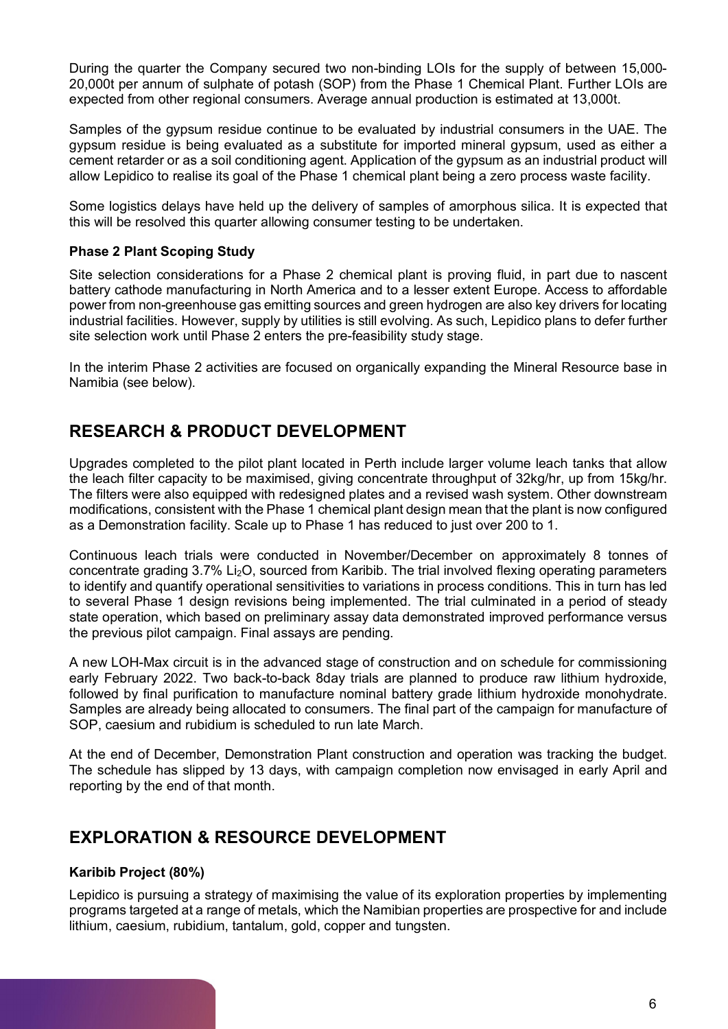During the quarter the Company secured two non-binding LOIs for the supply of between 15,000-20,000t per annum of sulphate of potash (SOP) from the Phase 1 Chemical Plant. Further LOIs are expected from other regional consumers. Average annual production is estimated at 13,000t.

Samples of the gypsum residue continue to be evaluated by industrial consumers in the UAE. The gypsum residue is being evaluated as a substitute for imported mineral gypsum, used as either a cement retarder or as a soil conditioning agent. Application of the gypsum as an industrial product will allow Lepidico to realise its goal of the Phase 1 chemical plant being a zero process waste facility.

Some logistics delays have held up the delivery of samples of amorphous silica. It is expected that this will be resolved this quarter allowing consumer testing to be undertaken.

**Phase 2 Plant Scoping Study**

Site selection considerations for a Phase 2 chemical plant is proving fluid, in part due to nascent battery cathode manufacturing in North America and to a lesser extent Europe. Access to affordable power from non-greenhouse gas emitting sources and green hydrogen are also key drivers for locating industrial facilities. However, supply by utilities is still evolving. As such, Lepidico plans to defer further site selection work until Phase 2 enters the pre-feasibility study stage.

In the interim Phase 2 activities are focused on organically expanding the Mineral Resource base in Namibia (see below).

## RESEARCH & PRODUCT DEVELOPMENT

Upgrades completed to the pilot plant located in Perth include larger volume leach tanks that allow the leach filter capacity to be maximised, giving concentrate throughput of 32kg/hr, up from 15kg/hr. The filters were also equipped with redesigned plates and a revised wash system. Other downstream modifications, consistent with the Phase 1 chemical plant design mean that the plant is now configured as a Demonstration facility. Scale up to Phase 1 has reduced to just over 200 to 1.

Continuous leach trials were conducted in November/December on approximately 8 tonnes of concentrate grading 3.7% $Li_2O$, sourced from Karibib. The trial involved flexing operating parameters to identify and quantify operational sensitivities to variations in process conditions. This in turn has led to several Phase 1 design revisions being implemented. The trial culminated in a period of steady state operation, which based on preliminary assay data demonstrated improved performance versus the previous pilot campaign. Final assays are pending.

A new LOH-Max circuit is in the advanced stage of construction and on schedule for commissioning early February 2022. Two back-to-back 8day trials are planned to produce raw lithium hydroxide, followed by final purification to manufacture nominal battery grade lithium hydroxide monohydrate. Samples are already being allocated to consumers. The final part of the campaign for manufacture of SOP, caesium and rubidium is scheduled to run late March.

At the end of December, Demonstration Plant construction and operation was tracking the budget. The schedule has slipped by 13 days, with campaign completion now envisaged in early April and reporting by the end of that month.

## EXPLORATION & RESOURCE DEVELOPMENT

**Karibib Project (80%)**

Lepidico is pursuing a strategy of maximising the value of its exploration properties by implementing programs targeted at a range of metals, which the Namibian properties are prospective for and include lithium, caesium, rubidium, tantalum, gold, copper and tungsten.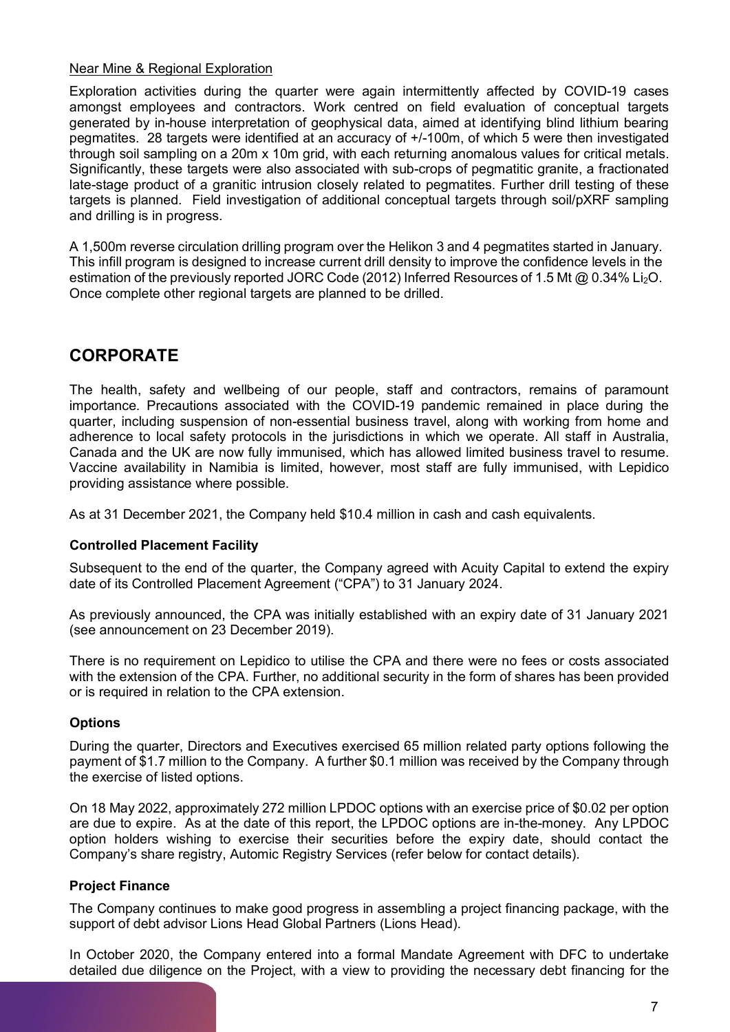Near Mine & Regional Exploration

Exploration activities during the quarter were again intermittently affected by COVID-19 cases amongst employees and contractors. Work centred on field evaluation of conceptual targets generated by in-house interpretation of geophysical data, aimed at identifying blind lithium bearing pegmatites. 28 targets were identified at an accuracy of +/-100m, of which 5 were then investigated through soil sampling on a 20m x 10m grid, with each returning anomalous values for critical metals. Significantly, these targets were also associated with sub-crops of pegmatitic granite, a fractionated late-stage product of a granitic intrusion closely related to pegmatites. Further drill testing of these targets is planned. Field investigation of additional conceptual targets through soil/pXRF sampling and drilling is in progress.

A 1,500m reverse circulation drilling program over the Helikon 3 and 4 pegmatites started in January. This infill program is designed to increase current drill density to improve the confidence levels in the estimation of the previously reported JORC Code (2012) Inferred Resources of 1.5 Mt @ 0.34% $Li_2O$. Once complete other regional targets are planned to be drilled.

# CORPORATE

The health, safety and wellbeing of our people, staff and contractors, remains of paramount importance. Precautions associated with the COVID-19 pandemic remained in place during the quarter, including suspension of non-essential business travel, along with working from home and adherence to local safety protocols in the jurisdictions in which we operate. All staff in Australia, Canada and the UK are now fully immunised, which has allowed limited business travel to resume. Vaccine availability in Namibia is limited, however, most staff are fully immunised, with Lepidico providing assistance where possible.

As at 31 December 2021, the Company held $10.4 million in cash and cash equivalents.

### Controlled Placement Facility

Subsequent to the end of the quarter, the Company agreed with Acuity Capital to extend the expiry date of its Controlled Placement Agreement ("CPA") to 31 January 2024.

As previously announced, the CPA was initially established with an expiry date of 31 January 2021 (see announcement on 23 December 2019).

There is no requirement on Lepidico to utilise the CPA and there were no fees or costs associated with the extension of the CPA. Further, no additional security in the form of shares has been provided or is required in relation to the CPA extension.

### Options

During the quarter, Directors and Executives exercised 65 million related party options following the payment of $1.7 million to the Company. A further $0.1 million was received by the Company through the exercise of listed options.

On 18 May 2022, approximately 272 million LPDOC options with an exercise price of $0.02 per option are due to expire. As at the date of this report, the LPDOC options are in-the-money. Any LPDOC option holders wishing to exercise their securities before the expiry date, should contact the Company's share registry, Automic Registry Services (refer below for contact details).

### Project Finance

The Company continues to make good progress in assembling a project financing package, with the support of debt advisor Lions Head Global Partners (Lions Head).

In October 2020, the Company entered into a formal Mandate Agreement with DFC to undertake detailed due diligence on the Project, with a view to providing the necessary debt financing for the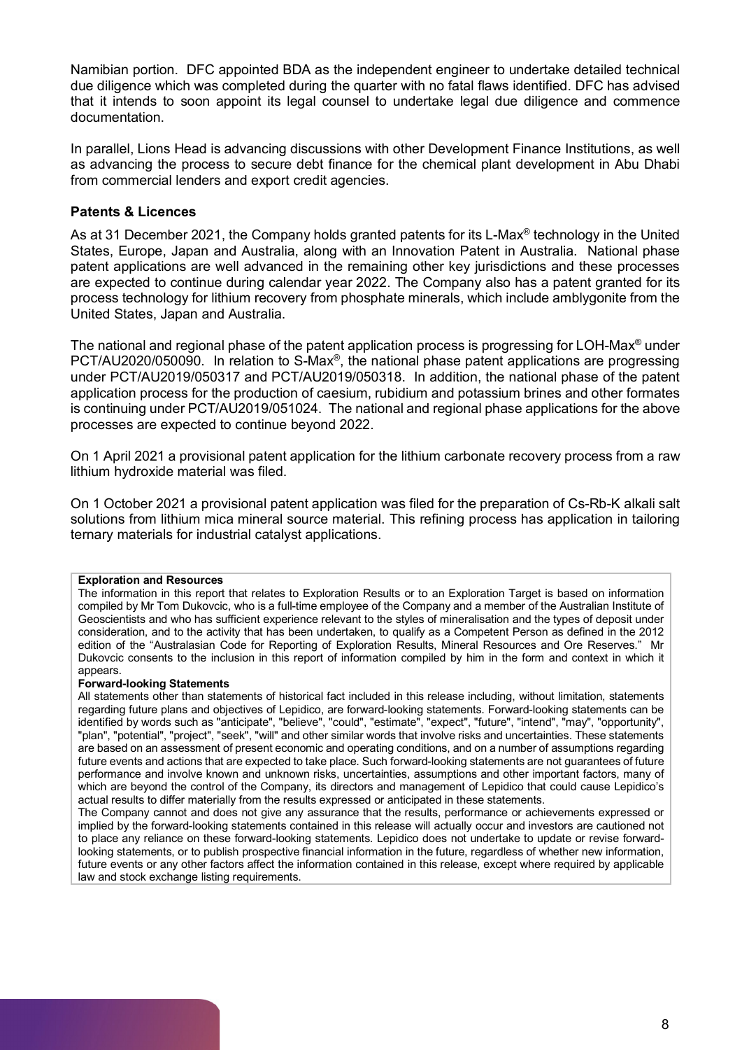Namibian portion. DFC appointed BDA as the independent engineer to undertake detailed technical due diligence which was completed during the quarter with no fatal flaws identified. DFC has advised that it intends to soon appoint its legal counsel to undertake legal due diligence and commence documentation.

In parallel, Lions Head is advancing discussions with other Development Finance Institutions, as well as advancing the process to secure debt finance for the chemical plant development in Abu Dhabi from commercial lenders and export credit agencies.

**Patents & Licences**

As at 31 December 2021, the Company holds granted patents for its L-Max® technology in the United States, Europe, Japan and Australia, along with an Innovation Patent in Australia. National phase patent applications are well advanced in the remaining other key jurisdictions and these processes are expected to continue during calendar year 2022. The Company also has a patent granted for its process technology for lithium recovery from phosphate minerals, which include amblygonite from the United States, Japan and Australia.

The national and regional phase of the patent application process is progressing for LOH-Max® under PCT/AU2020/050090. In relation to S-Max®, the national phase patent applications are progressing under PCT/AU2019/050317 and PCT/AU2019/050318. In addition, the national phase of the patent application process for the production of caesium, rubidium and potassium brines and other formates is continuing under PCT/AU2019/051024. The national and regional phase applications for the above processes are expected to continue beyond 2022.

On 1 April 2021 a provisional patent application for the lithium carbonate recovery process from a raw lithium hydroxide material was filed.

On 1 October 2021 a provisional patent application was filed for the preparation of Cs-Rb-K alkali salt solutions from lithium mica mineral source material. This refining process has application in tailoring ternary materials for industrial catalyst applications.

**Exploration and Resources**

The information in this report that relates to Exploration Results or to an Exploration Target is based on information compiled by Mr Tom Dukovcic, who is a full-time employee of the Company and a member of the Australian Institute of Geoscientists and who has sufficient experience relevant to the styles of mineralisation and the types of deposit under consideration, and to the activity that has been undertaken, to qualify as a Competent Person as defined in the 2012 edition of the "Australasian Code for Reporting of Exploration Results, Mineral Resources and Ore Reserves." Mr Dukovcic consents to the inclusion in this report of information compiled by him in the form and context in which it appears.

**Forward-looking Statements**

All statements other than statements of historical fact included in this release including, without limitation, statements regarding future plans and objectives of Lepidico, are forward-looking statements. Forward-looking statements can be identified by words such as "anticipate", "believe", "could", "estimate", "expect", "future", "intend", "may", "opportunity", "plan", "potential", "project", "seek", "will" and other similar words that involve risks and uncertainties. These statements are based on an assessment of present economic and operating conditions, and on a number of assumptions regarding future events and actions that are expected to take place. Such forward-looking statements are not guarantees of future performance and involve known and unknown risks, uncertainties, assumptions and other important factors, many of which are beyond the control of the Company, its directors and management of Lepidico that could cause Lepidico's actual results to differ materially from the results expressed or anticipated in these statements.

The Company cannot and does not give any assurance that the results, performance or achievements expressed or implied by the forward-looking statements contained in this release will actually occur and investors are cautioned not to place any reliance on these forward-looking statements. Lepidico does not undertake to update or revise forward-looking statements, or to publish prospective financial information in the future, regardless of whether new information, future events or any other factors affect the information contained in this release, except where required by applicable law and stock exchange listing requirements.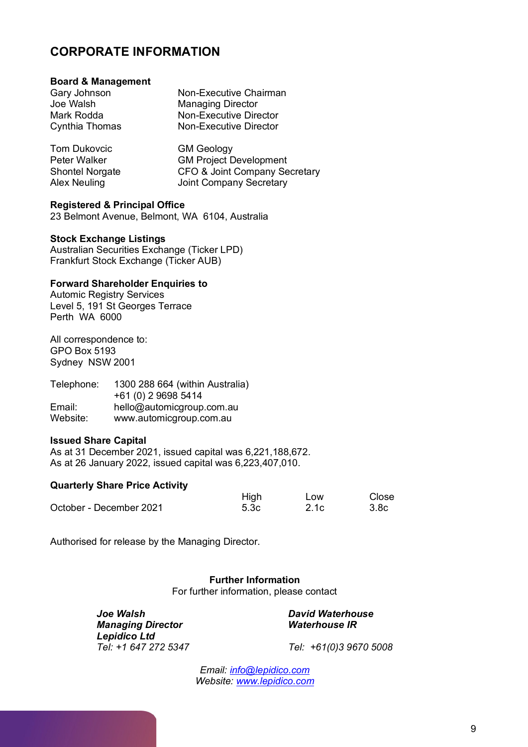# CORPORATE INFORMATION

**Board & Management**

| | |
|---|---|
| Gary Johnson | Non-Executive Chairman |
| Joe Walsh | Managing Director |
| Mark Rodda | Non-Executive Director |
| Cynthia Thomas | Non-Executive Director |
| | |
| Tom Dukovcic | GM Geology |
| Peter Walker | GM Project Development |
| Shontel Norgate | CFO & Joint Company Secretary |
| Alex Neuling | Joint Company Secretary |

**Registered & Principal Office**
23 Belmont Avenue, Belmont, WA 6104, Australia

**Stock Exchange Listings**
Australian Securities Exchange (Ticker LPD)
Frankfurt Stock Exchange (Ticker AUB)

**Forward Shareholder Enquiries to**
Automic Registry Services
Level 5, 191 St Georges Terrace
Perth WA 6000

All correspondence to:
GPO Box 5193
Sydney NSW 2001

| | |
|---|---|
| Telephone: | 1300 288 664 (within Australia) |
| | +61 (0) 2 9698 5414 |
| Email: | hello@automicgroup.com.au |
| Website: | www.automicgroup.com.au |

**Issued Share Capital**
As at 31 December 2021, issued capital was 6,221,188,672.
As at 26 January 2022, issued capital was 6,223,407,010.

**Quarterly Share Price Activity**

| | High | Low | Close |
|---|---|---|---|
| October - December 2021 | 5.3c | 2.1c | 3.8c |

Authorised for release by the Managing Director.

**Further Information**
For further information, please contact

***Joe Walsh***
***Managing Director***
***Lepidico Ltd***
*Tel: +1 647 272 5347*

***David Waterhouse***
***Waterhouse IR***
*Tel: +61(0)3 9670 5008*

*Email: info@lepidico.com*
*Website: www.lepidico.com*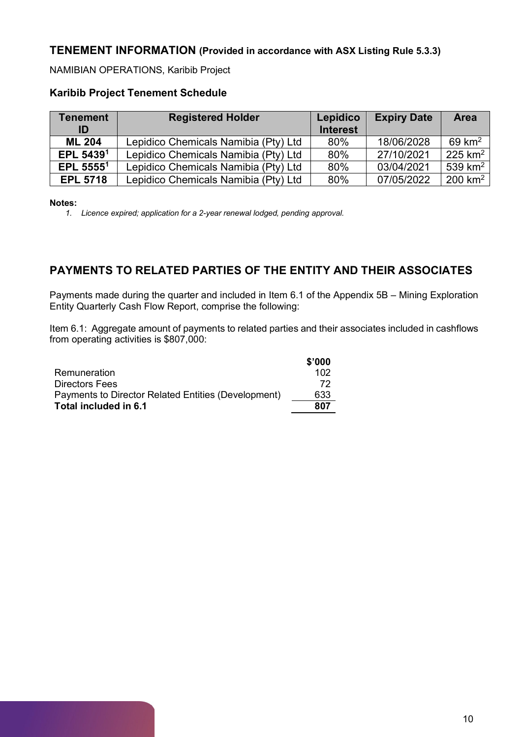## TENEMENT INFORMATION (Provided in accordance with ASX Listing Rule 5.3.3)

NAMIBIAN OPERATIONS, Karibib Project

### Karibib Project Tenement Schedule

| Tenement ID | Registered Holder | Lepidico Interest | Expiry Date | Area |
|---|---|---|---|---|
| **ML 204** | Lepidico Chemicals Namibia (Pty) Ltd | 80% | 18/06/2028 | 69 $km^2$ |
| **EPL 5439**[1] | Lepidico Chemicals Namibia (Pty) Ltd | 80% | 27/10/2021 | 225 $km^2$ |
| **EPL 5555**[1] | Lepidico Chemicals Namibia (Pty) Ltd | 80% | 03/04/2021 | 539 $km^2$ |
| **EPL 5718** | Lepidico Chemicals Namibia (Pty) Ltd | 80% | 07/05/2022 | 200 $km^2$ |

**Notes:**

1. *Licence expired; application for a 2-year renewal lodged, pending approval.*

## PAYMENTS TO RELATED PARTIES OF THE ENTITY AND THEIR ASSOCIATES

Payments made during the quarter and included in Item 6.1 of the Appendix 5B – Mining Exploration Entity Quarterly Cash Flow Report, comprise the following:

Item 6.1: Aggregate amount of payments to related parties and their associates included in cashflows from operating activities is $807,000:

| | $'000 |
|---|---|
| Remuneration | 102 |
| Directors Fees | 72 |
| Payments to Director Related Entities (Development) | 633 |
| **Total included in 6.1** | **807** |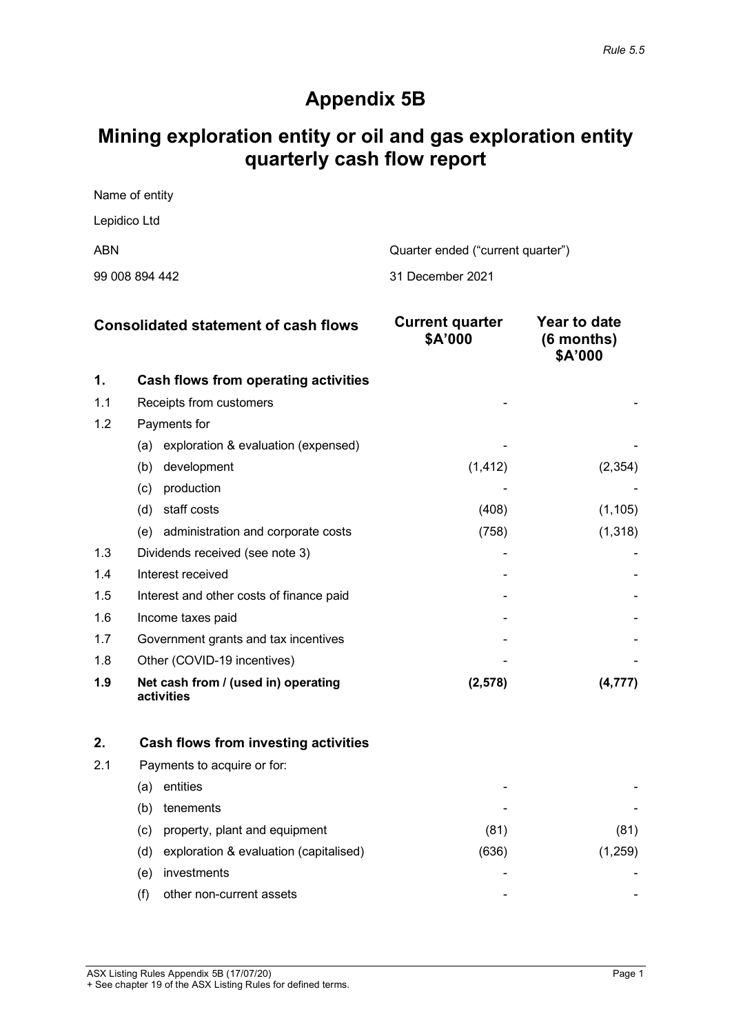*Rule 5.5*

# Appendix 5B

# Mining exploration entity or oil and gas exploration entity quarterly cash flow report

| Name of entity | |
|---|---|
| Lepidico Ltd | |
| ABN | Quarter ended ("current quarter") |
| 99 008 894 442 | 31 December 2021 |

| | Consolidated statement of cash flows | Current quarter $A'000 | Year to date (6 months) $A'000 |
|---|---|---|---|
| **1.** | **Cash flows from operating activities** | | |
| 1.1 | Receipts from customers | - | - |
| 1.2 | Payments for | | |
| | (a) exploration & evaluation (expensed) | - | - |
| | (b) development | (1,412) | (2,354) |
| | (c) production | - | - |
| | (d) staff costs | (408) | (1,105) |
| | (e) administration and corporate costs | (758) | (1,318) |
| 1.3 | Dividends received (see note 3) | - | - |
| 1.4 | Interest received | - | - |
| 1.5 | Interest and other costs of finance paid | - | - |
| 1.6 | Income taxes paid | - | - |
| 1.7 | Government grants and tax incentives | - | - |
| 1.8 | Other (COVID-19 incentives) | - | - |
| **1.9** | **Net cash from / (used in) operating activities** | **(2,578)** | **(4,777)** |
| | | | |
| **2.** | **Cash flows from investing activities** | | |
| 2.1 | Payments to acquire or for: | | |
| | (a) entities | - | - |
| | (b) tenements | - | - |
| | (c) property, plant and equipment | (81) | (81) |
| | (d) exploration & evaluation (capitalised) | (636) | (1,259) |
| | (e) investments | - | - |
| | (f) other non-current assets | - | - |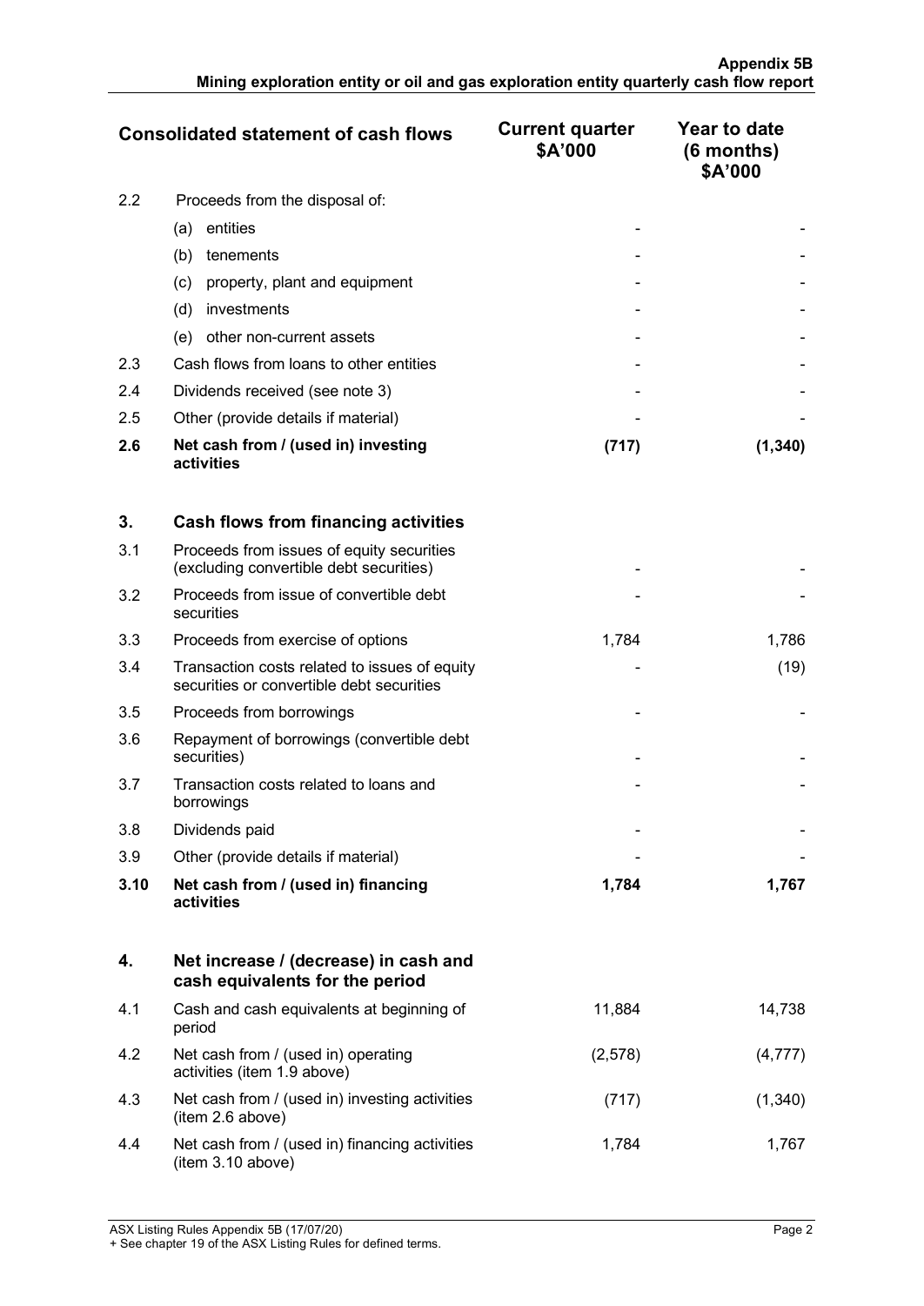| | Consolidated statement of cash flows | Current quarter $A'000 | Year to date (6 months) $A'000 |
|---|---|---|---|
| 2.2 | Proceeds from the disposal of: | | |
| | (a) entities | - | - |
| | (b) tenements | - | - |
| | (c) property, plant and equipment | - | - |
| | (d) investments | - | - |
| | (e) other non-current assets | - | - |
| 2.3 | Cash flows from loans to other entities | - | - |
| 2.4 | Dividends received (see note 3) | - | - |
| 2.5 | Other (provide details if material) | - | - |
| **2.6** | **Net cash from / (used in) investing activities** | **(717)** | **(1,340)** |
| | | | |
| **3.** | **Cash flows from financing activities** | | |
| 3.1 | Proceeds from issues of equity securities (excluding convertible debt securities) | - | - |
| 3.2 | Proceeds from issue of convertible debt securities | - | - |
| 3.3 | Proceeds from exercise of options | 1,784 | 1,786 |
| 3.4 | Transaction costs related to issues of equity securities or convertible debt securities | - | (19) |
| 3.5 | Proceeds from borrowings | - | - |
| 3.6 | Repayment of borrowings (convertible debt securities) | - | - |
| 3.7 | Transaction costs related to loans and borrowings | - | - |
| 3.8 | Dividends paid | - | - |
| 3.9 | Other (provide details if material) | - | - |
| **3.10** | **Net cash from / (used in) financing activities** | **1,784** | **1,767** |
| | | | |
| **4.** | **Net increase / (decrease) in cash and cash equivalents for the period** | | |
| 4.1 | Cash and cash equivalents at beginning of period | 11,884 | 14,738 |
| 4.2 | Net cash from / (used in) operating activities (item 1.9 above) | (2,578) | (4,777) |
| 4.3 | Net cash from / (used in) investing activities (item 2.6 above) | (717) | (1,340) |
| 4.4 | Net cash from / (used in) financing activities (item 3.10 above) | 1,784 | 1,767 |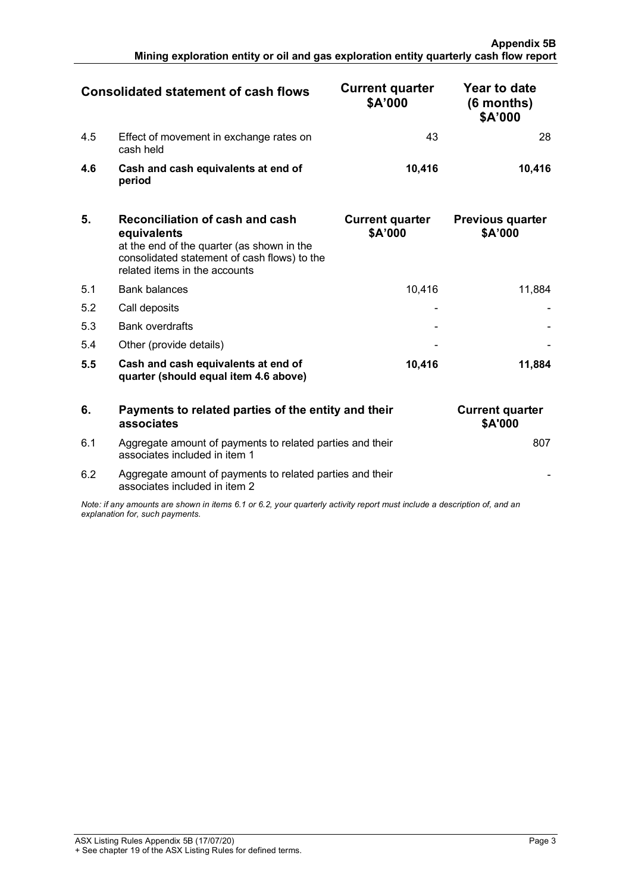| Consolidated statement of cash flows | | Current quarter $A'000 | Year to date (6 months) $A'000 |
|---|---|---|---|
| 4.5 | Effect of movement in exchange rates on cash held | 43 | 28 |
| **4.6** | **Cash and cash equivalents at end of period** | **10,416** | **10,416** |

| **5.** | **Reconciliation of cash and cash equivalents** at the end of the quarter (as shown in the consolidated statement of cash flows) to the related items in the accounts | **Current quarter $A'000** | **Previous quarter $A'000** |
|---|---|---|---|
| 5.1 | Bank balances | 10,416 | 11,884 |
| 5.2 | Call deposits | - | - |
| 5.3 | Bank overdrafts | - | - |
| 5.4 | Other (provide details) | - | - |
| **5.5** | **Cash and cash equivalents at end of quarter (should equal item 4.6 above)** | **10,416** | **11,884** |

| **6.** | **Payments to related parties of the entity and their associates** | **Current quarter $A'000** |
|---|---|---|
| 6.1 | Aggregate amount of payments to related parties and their associates included in item 1 | 807 |
| 6.2 | Aggregate amount of payments to related parties and their associates included in item 2 | - |

*Note: if any amounts are shown in items 6.1 or 6.2, your quarterly activity report must include a description of, and an explanation for, such payments.*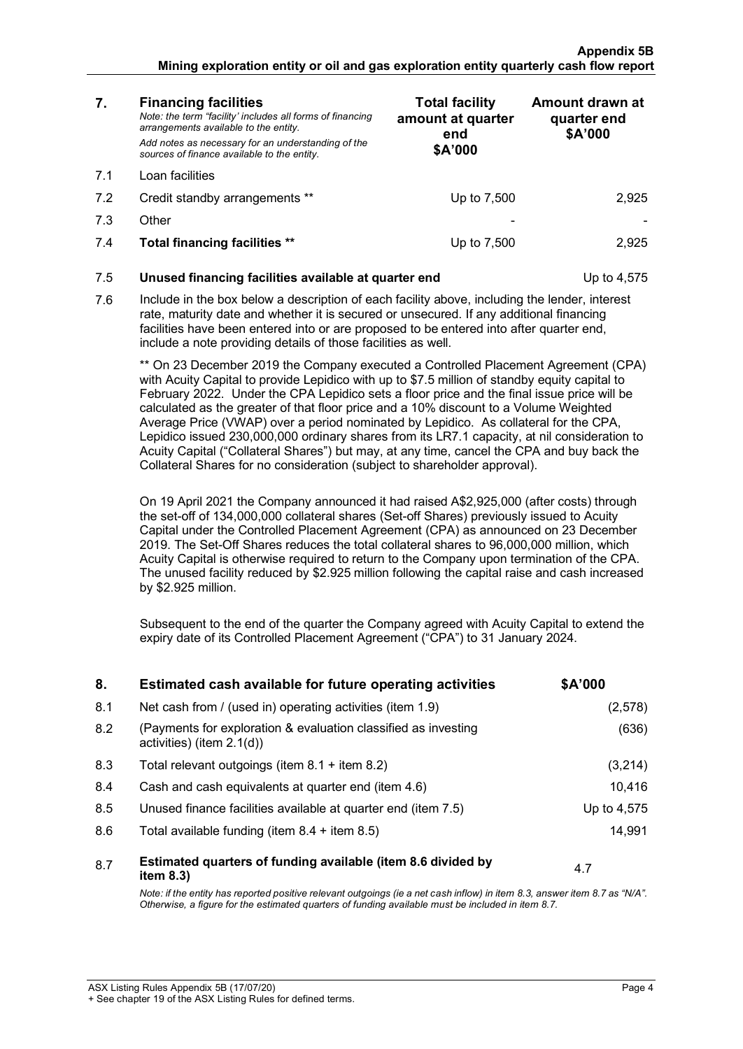| 7. | **Financing facilities** *Note: the term "facility' includes all forms of financing arrangements available to the entity.* *Add notes as necessary for an understanding of the sources of finance available to the entity.* | **Total facility amount at quarter end \$A'000** | **Amount drawn at quarter end \$A'000** |
|---|---|---|---|
| 7.1 | Loan facilities | | |
| 7.2 | Credit standby arrangements ** | Up to 7,500 | 2,925 |
| 7.3 | Other | - | - |
| 7.4 | **Total financing facilities **** | Up to 7,500 | 2,925 |

| 7.5 | **Unused financing facilities available at quarter end** | Up to 4,575 |
|---|---|---|

7.6 Include in the box below a description of each facility above, including the lender, interest rate, maturity date and whether it is secured or unsecured. If any additional financing facilities have been entered into or are proposed to be entered into after quarter end, include a note providing details of those facilities as well.

> ** On 23 December 2019 the Company executed a Controlled Placement Agreement (CPA) with Acuity Capital to provide Lepidico with up to $7.5 million of standby equity capital to February 2022. Under the CPA Lepidico sets a floor price and the final issue price will be calculated as the greater of that floor price and a 10% discount to a Volume Weighted Average Price (VWAP) over a period nominated by Lepidico. As collateral for the CPA, Lepidico issued 230,000,000 ordinary shares from its LR7.1 capacity, at nil consideration to Acuity Capital ("Collateral Shares") but may, at any time, cancel the CPA and buy back the Collateral Shares for no consideration (subject to shareholder approval).
>
> On 19 April 2021 the Company announced it had raised A$2,925,000 (after costs) through the set-off of 134,000,000 collateral shares (Set-off Shares) previously issued to Acuity Capital under the Controlled Placement Agreement (CPA) as announced on 23 December 2019. The Set-Off Shares reduces the total collateral shares to 96,000,000 million, which Acuity Capital is otherwise required to return to the Company upon termination of the CPA. The unused facility reduced by $2.925 million following the capital raise and cash increased by $2.925 million.
>
> Subsequent to the end of the quarter the Company agreed with Acuity Capital to extend the expiry date of its Controlled Placement Agreement ("CPA") to 31 January 2024.

| 8. | **Estimated cash available for future operating activities** | **\$A'000** |
|---|---|---|
| 8.1 | Net cash from / (used in) operating activities (item 1.9) | (2,578) |
| 8.2 | (Payments for exploration & evaluation classified as investing activities) (item 2.1(d)) | (636) |
| 8.3 | Total relevant outgoings (item 8.1 + item 8.2) | (3,214) |
| 8.4 | Cash and cash equivalents at quarter end (item 4.6) | 10,416 |
| 8.5 | Unused finance facilities available at quarter end (item 7.5) | Up to 4,575 |
| 8.6 | Total available funding (item 8.4 + item 8.5) | 14,991 |
| 8.7 | **Estimated quarters of funding available (item 8.6 divided by item 8.3)** | 4.7 |

*Note: if the entity has reported positive relevant outgoings (ie a net cash inflow) in item 8.3, answer item 8.7 as "N/A". Otherwise, a figure for the estimated quarters of funding available must be included in item 8.7.*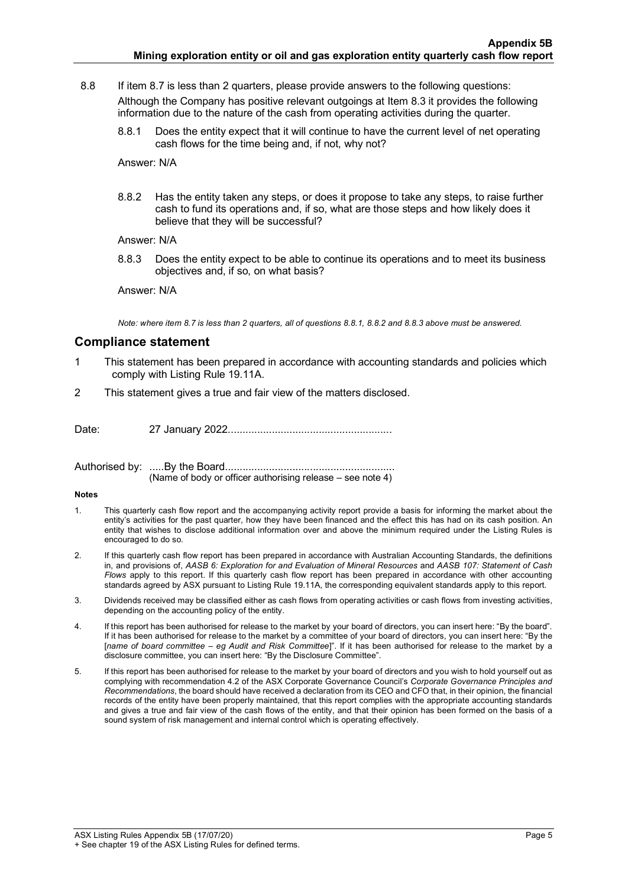8.8 If item 8.7 is less than 2 quarters, please provide answers to the following questions:

Although the Company has positive relevant outgoings at Item 8.3 it provides the following information due to the nature of the cash from operating activities during the quarter.

8.8.1 Does the entity expect that it will continue to have the current level of net operating cash flows for the time being and, if not, why not?

Answer: N/A

8.8.2 Has the entity taken any steps, or does it propose to take any steps, to raise further cash to fund its operations and, if so, what are those steps and how likely does it believe that they will be successful?

Answer: N/A

8.8.3 Does the entity expect to be able to continue its operations and to meet its business objectives and, if so, on what basis?

Answer: N/A

*Note: where item 8.7 is less than 2 quarters, all of questions 8.8.1, 8.8.2 and 8.8.3 above must be answered.*

## Compliance statement

1 This statement has been prepared in accordance with accounting standards and policies which comply with Listing Rule 19.11A.

2 This statement gives a true and fair view of the matters disclosed.

Date: 27 January 2022.......................................................

Authorised by: .....By the Board.........................................................
(Name of body or officer authorising release – see note 4)

**Notes**

1. This quarterly cash flow report and the accompanying activity report provide a basis for informing the market about the entity's activities for the past quarter, how they have been financed and the effect this has had on its cash position. An entity that wishes to disclose additional information over and above the minimum required under the Listing Rules is encouraged to do so.
2. If this quarterly cash flow report has been prepared in accordance with Australian Accounting Standards, the definitions in, and provisions of, *AASB 6: Exploration for and Evaluation of Mineral Resources* and *AASB 107: Statement of Cash Flows* apply to this report. If this quarterly cash flow report has been prepared in accordance with other accounting standards agreed by ASX pursuant to Listing Rule 19.11A, the corresponding equivalent standards apply to this report.
3. Dividends received may be classified either as cash flows from operating activities or cash flows from investing activities, depending on the accounting policy of the entity.
4. If this report has been authorised for release to the market by your board of directors, you can insert here: "By the board". If it has been authorised for release to the market by a committee of your board of directors, you can insert here: "By the [*name of board committee – eg Audit and Risk Committee*]". If it has been authorised for release to the market by a disclosure committee, you can insert here: "By the Disclosure Committee".
5. If this report has been authorised for release to the market by your board of directors and you wish to hold yourself out as complying with recommendation 4.2 of the ASX Corporate Governance Council's *Corporate Governance Principles and Recommendations*, the board should have received a declaration from its CEO and CFO that, in their opinion, the financial records of the entity have been properly maintained, that this report complies with the appropriate accounting standards and gives a true and fair view of the cash flows of the entity, and that their opinion has been formed on the basis of a sound system of risk management and internal control which is operating effectively.